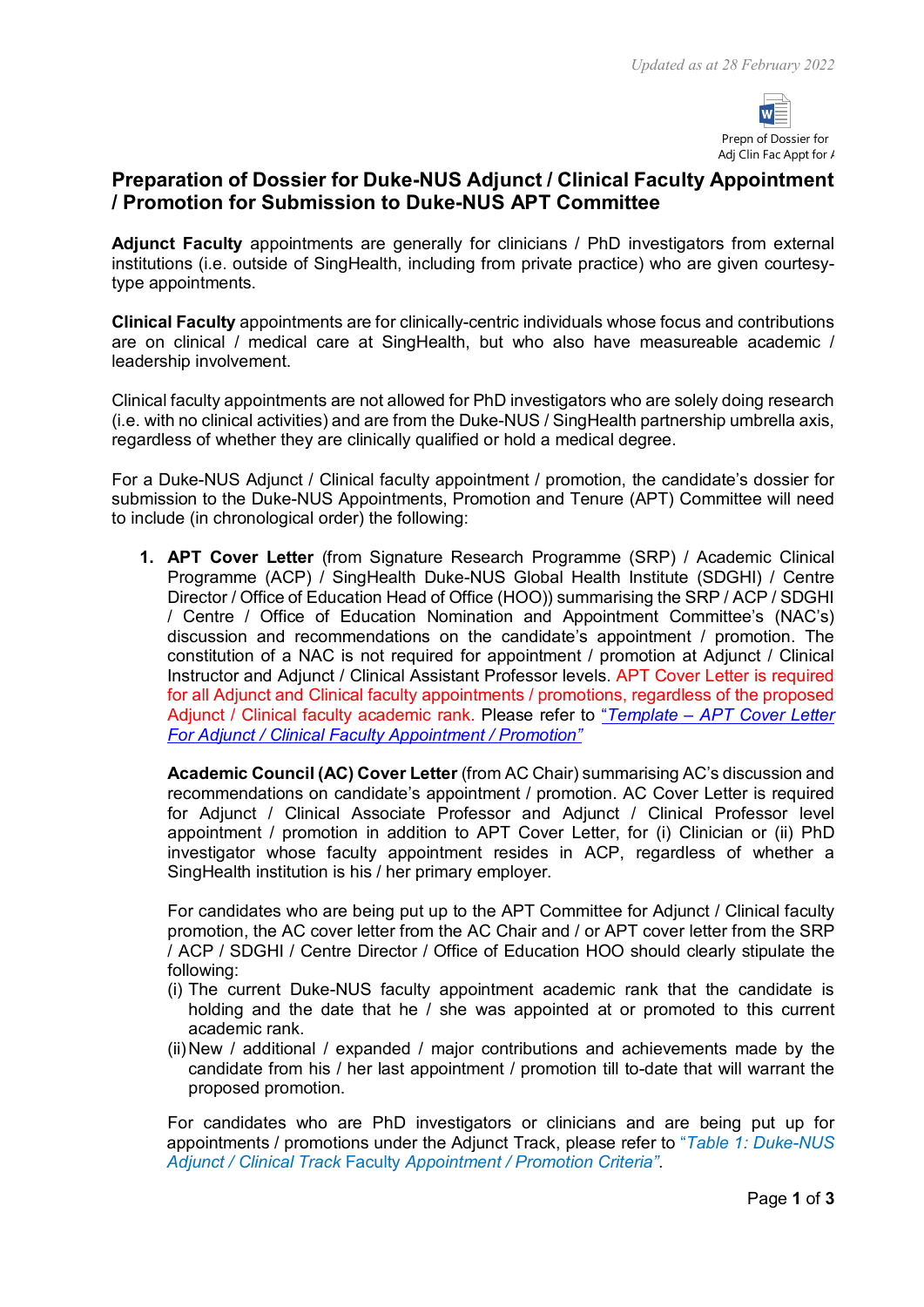Updated as at 28 February 2022

Prepn of Dossier for Adj Clin Fac Appt for A

# Preparation of Dossier for Duke-NUS Adjunct / Clinical Faculty Appointment / Promotion for Submission to Duke-NUS APT Committee

**Adjunct Faculty** appointments are generally for clinicians / PhD investigators from external institutions (i.e. outside of SingHealth, including from private practice) who are given courtesy-type appointments.

**Clinical Faculty** appointments are for clinically-centric individuals whose focus and contributions are on clinical / medical care at SingHealth, but who also have measureable academic / leadership involvement.

Clinical faculty appointments are not allowed for PhD investigators who are solely doing research (i.e. with no clinical activities) and are from the Duke-NUS / SingHealth partnership umbrella axis, regardless of whether they are clinically qualified or hold a medical degree.

For a Duke-NUS Adjunct / Clinical faculty appointment / promotion, the candidate's dossier for submission to the Duke-NUS Appointments, Promotion and Tenure (APT) Committee will need to include (in chronological order) the following:

1. **APT Cover Letter** (from Signature Research Programme (SRP) / Academic Clinical Programme (ACP) / SingHealth Duke-NUS Global Health Institute (SDGHI) / Centre Director / Office of Education Head of Office (HOO)) summarising the SRP / ACP / SDGHI / Centre / Office of Education Nomination and Appointment Committee's (NAC's) discussion and recommendations on the candidate's appointment / promotion. The constitution of a NAC is not required for appointment / promotion at Adjunct / Clinical Instructor and Adjunct / Clinical Assistant Professor levels. APT Cover Letter is required for all Adjunct and Clinical faculty appointments / promotions, regardless of the proposed Adjunct / Clinical faculty academic rank. Please refer to *"Template – APT Cover Letter For Adjunct / Clinical Faculty Appointment / Promotion"*

   **Academic Council (AC) Cover Letter** (from AC Chair) summarising AC's discussion and recommendations on candidate's appointment / promotion. AC Cover Letter is required for Adjunct / Clinical Associate Professor and Adjunct / Clinical Professor level appointment / promotion in addition to APT Cover Letter, for (i) Clinician or (ii) PhD investigator whose faculty appointment resides in ACP, regardless of whether a SingHealth institution is his / her primary employer.

   For candidates who are being put up to the APT Committee for Adjunct / Clinical faculty promotion, the AC cover letter from the AC Chair and / or APT cover letter from the SRP / ACP / SDGHI / Centre Director / Office of Education HOO should clearly stipulate the following:
   (i) The current Duke-NUS faculty appointment academic rank that the candidate is holding and the date that he / she was appointed at or promoted to this current academic rank.
   (ii) New / additional / expanded / major contributions and achievements made by the candidate from his / her last appointment / promotion till to-date that will warrant the proposed promotion.

   For candidates who are PhD investigators or clinicians and are being put up for appointments / promotions under the Adjunct Track, please refer to *"Table 1: Duke-NUS Adjunct / Clinical Track Faculty Appointment / Promotion Criteria"*.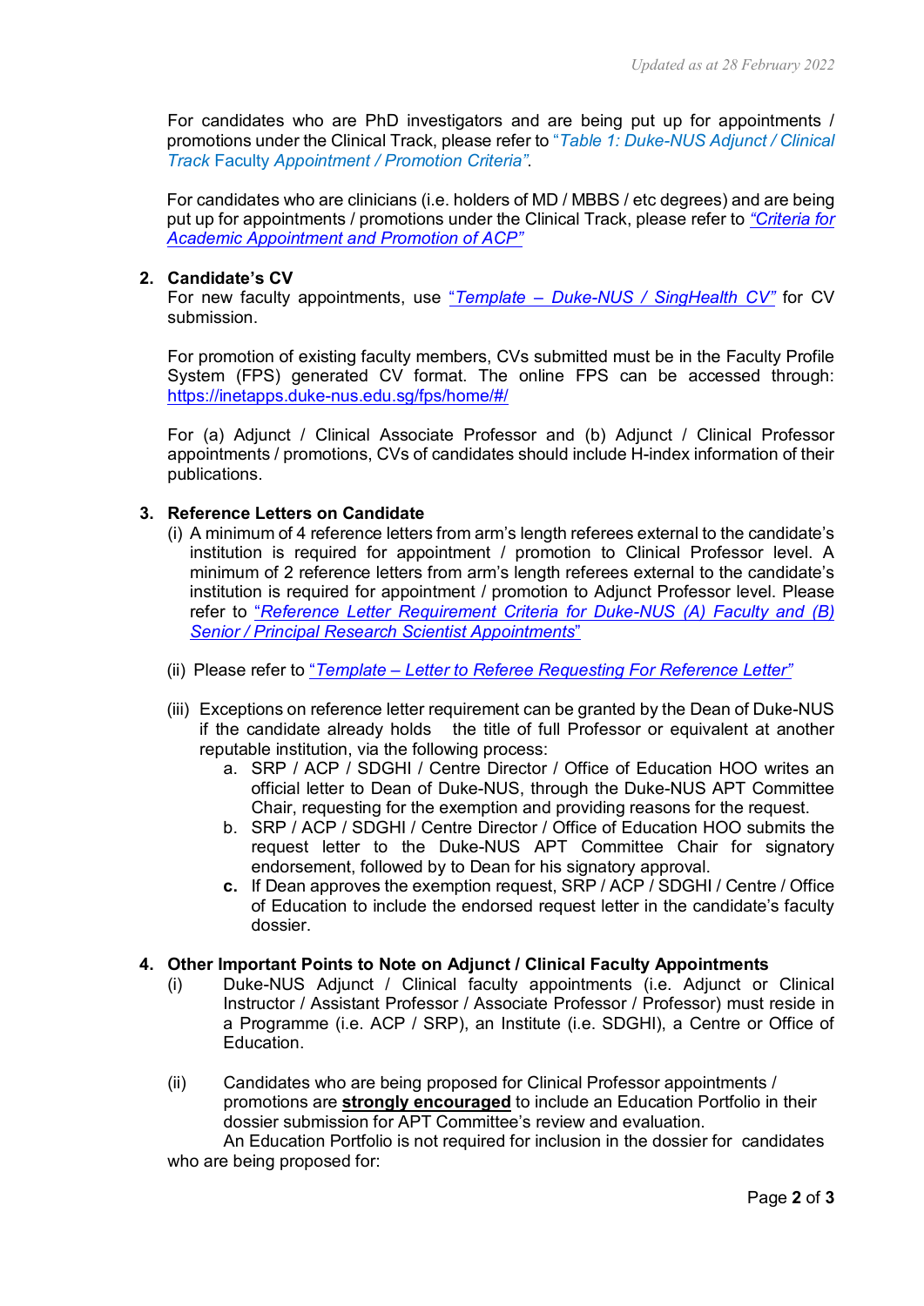*Updated as at 28 February 2022*

For candidates who are PhD investigators and are being put up for appointments / promotions under the Clinical Track, please refer to "*Table 1: Duke-NUS Adjunct / Clinical Track* Faculty *Appointment / Promotion Criteria"*.

For candidates who are clinicians (i.e. holders of MD / MBBS / etc degrees) and are being put up for appointments / promotions under the Clinical Track, please refer to *"Criteria for Academic Appointment and Promotion of ACP"*

2. **Candidate's CV**

For new faculty appointments, use "*Template – Duke-NUS / SingHealth CV"* for CV submission.

For promotion of existing faculty members, CVs submitted must be in the Faculty Profile System (FPS) generated CV format. The online FPS can be accessed through: https://inetapps.duke-nus.edu.sg/fps/home/#/

For (a) Adjunct / Clinical Associate Professor and (b) Adjunct / Clinical Professor appointments / promotions, CVs of candidates should include H-index information of their publications.

3. **Reference Letters on Candidate**

(i) A minimum of 4 reference letters from arm's length referees external to the candidate's institution is required for appointment / promotion to Clinical Professor level. A minimum of 2 reference letters from arm's length referees external to the candidate's institution is required for appointment / promotion to Adjunct Professor level. Please refer to "*Reference Letter Requirement Criteria for Duke-NUS (A) Faculty and (B) Senior / Principal Research Scientist Appointments*"

(ii) Please refer to "*Template – Letter to Referee Requesting For Reference Letter"*

(iii) Exceptions on reference letter requirement can be granted by the Dean of Duke-NUS if the candidate already holds the title of full Professor or equivalent at another reputable institution, via the following process:

a. SRP / ACP / SDGHI / Centre Director / Office of Education HOO writes an official letter to Dean of Duke-NUS, through the Duke-NUS APT Committee Chair, requesting for the exemption and providing reasons for the request.

b. SRP / ACP / SDGHI / Centre Director / Office of Education HOO submits the request letter to the Duke-NUS APT Committee Chair for signatory endorsement, followed by to Dean for his signatory approval.

**c.** If Dean approves the exemption request, SRP / ACP / SDGHI / Centre / Office of Education to include the endorsed request letter in the candidate's faculty dossier.

4. **Other Important Points to Note on Adjunct / Clinical Faculty Appointments**

(i) Duke-NUS Adjunct / Clinical faculty appointments (i.e. Adjunct or Clinical Instructor / Assistant Professor / Associate Professor / Professor) must reside in a Programme (i.e. ACP / SRP), an Institute (i.e. SDGHI), a Centre or Office of Education.

(ii) Candidates who are being proposed for Clinical Professor appointments / promotions are **strongly encouraged** to include an Education Portfolio in their dossier submission for APT Committee's review and evaluation.

An Education Portfolio is not required for inclusion in the dossier for candidates who are being proposed for: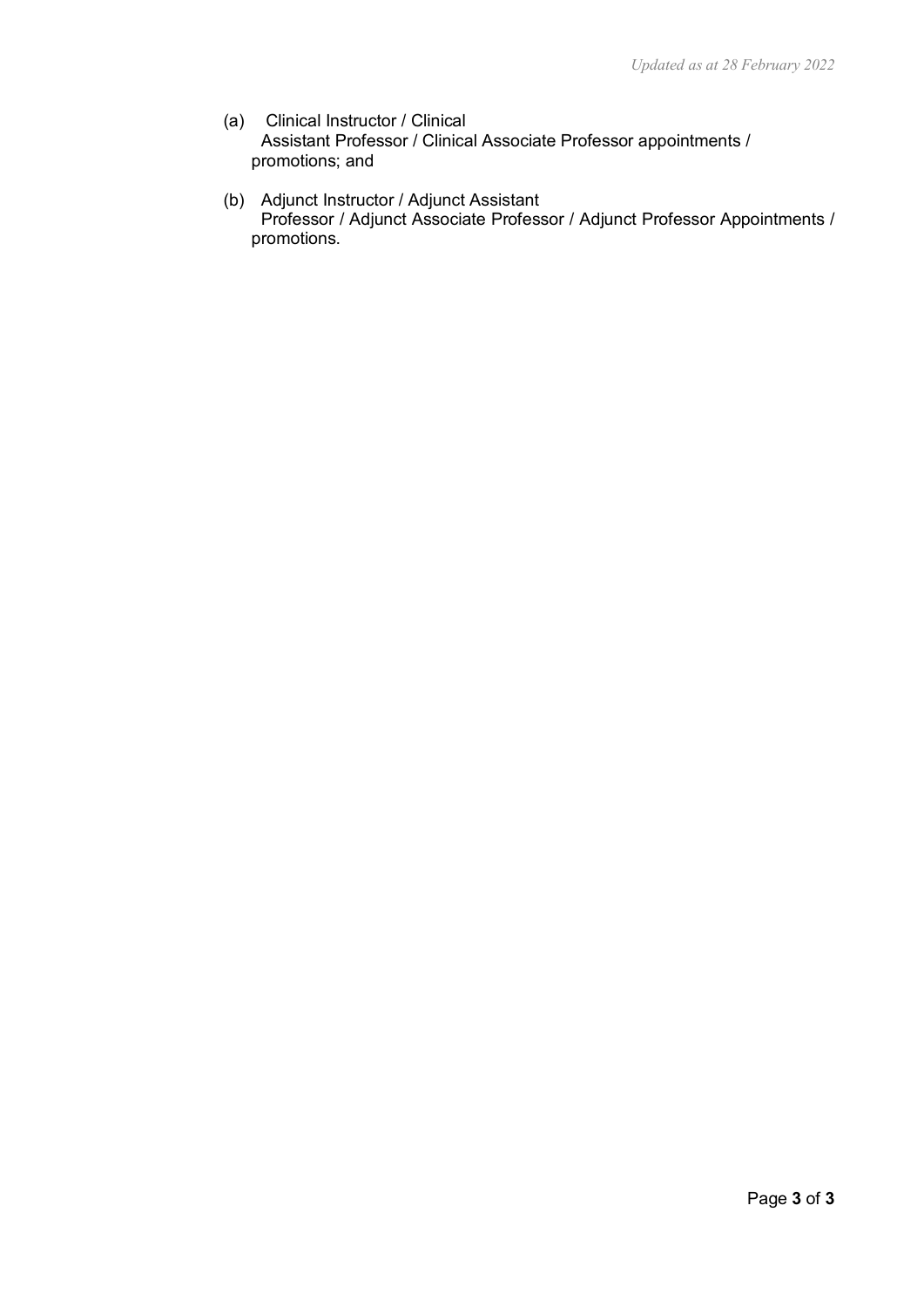(a) Clinical Instructor / Clinical Assistant Professor / Clinical Associate Professor appointments / promotions; and

(b) Adjunct Instructor / Adjunct Assistant Professor / Adjunct Associate Professor / Adjunct Professor Appointments / promotions.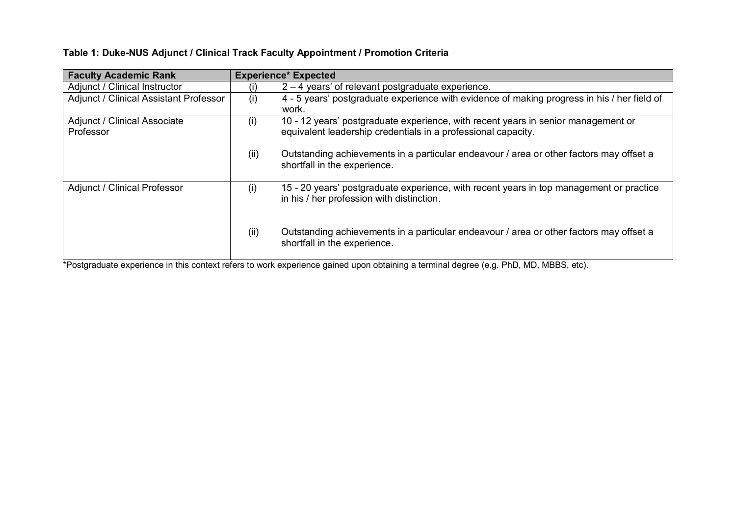**Table 1: Duke-NUS Adjunct / Clinical Track Faculty Appointment / Promotion Criteria**

| Faculty Academic Rank | Experience* Expected |
|---|---|
| Adjunct / Clinical Instructor | (i) 2 – 4 years' of relevant postgraduate experience. |
| Adjunct / Clinical Assistant Professor | (i) 4 - 5 years' postgraduate experience with evidence of making progress in his / her field of work. |
| Adjunct / Clinical Associate Professor | (i) 10 - 12 years' postgraduate experience, with recent years in senior management or equivalent leadership credentials in a professional capacity.<br><br>(ii) Outstanding achievements in a particular endeavour / area or other factors may offset a shortfall in the experience. |
| Adjunct / Clinical Professor | (i) 15 - 20 years' postgraduate experience, with recent years in top management or practice in his / her profession with distinction.<br><br>(ii) Outstanding achievements in a particular endeavour / area or other factors may offset a shortfall in the experience. |

*Postgraduate experience in this context refers to work experience gained upon obtaining a terminal degree (e.g. PhD, MD, MBBS, etc).